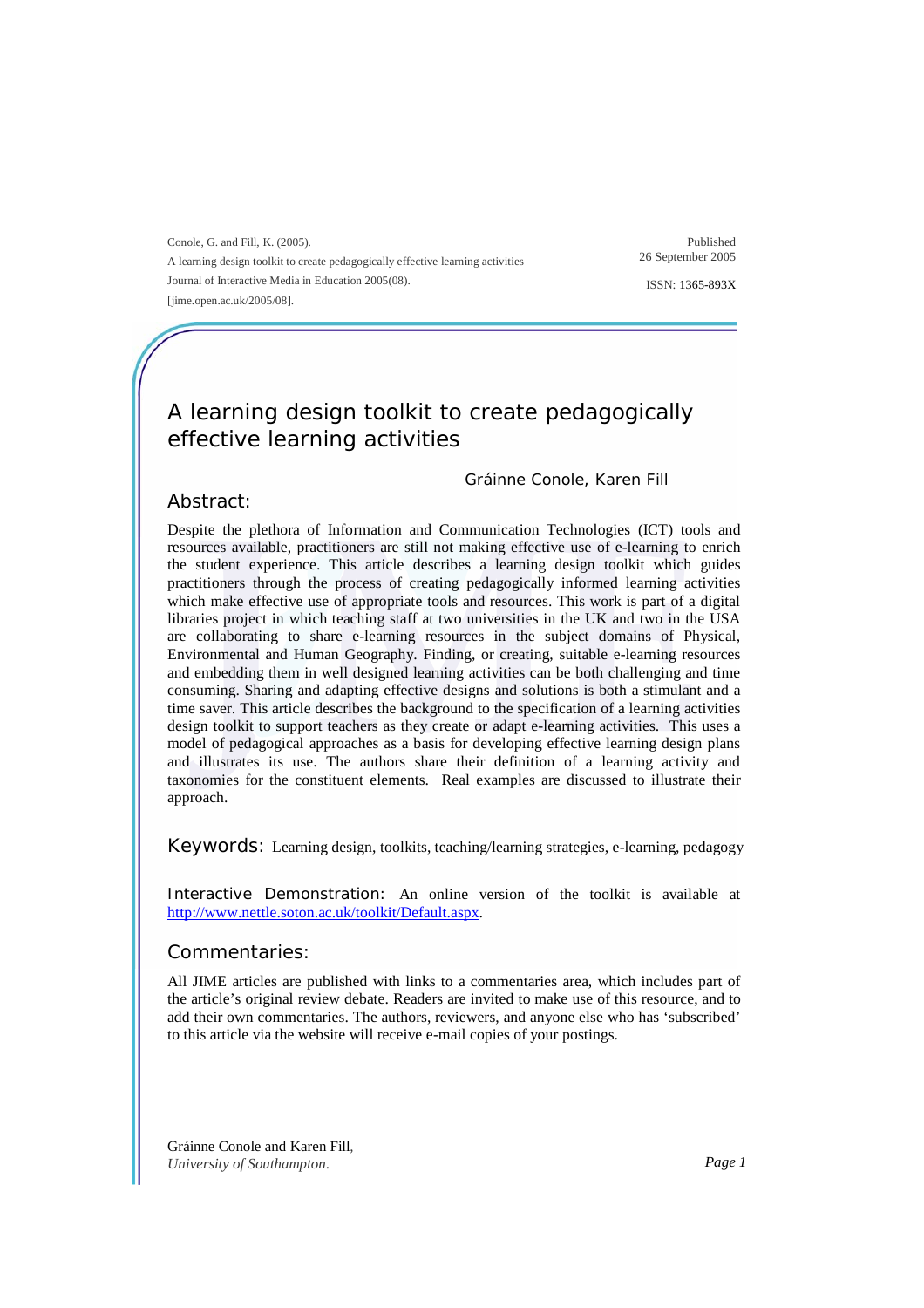Conole, G. and Fill, K. (2005).
A learning design toolkit to create pedagogically effective learning activities
Journal of Interactive Media in Education 2005(08).
[jime.open.ac.uk/2005/08].

Published
26 September 2005

ISSN: 1365-893X

# A learning design toolkit to create pedagogically effective learning activities

Gráinne Conole, Karen Fill

## Abstract:

Despite the plethora of Information and Communication Technologies (ICT) tools and resources available, practitioners are still not making effective use of e-learning to enrich the student experience. This article describes a learning design toolkit which guides practitioners through the process of creating pedagogically informed learning activities which make effective use of appropriate tools and resources. This work is part of a digital libraries project in which teaching staff at two universities in the UK and two in the USA are collaborating to share e-learning resources in the subject domains of Physical, Environmental and Human Geography. Finding, or creating, suitable e-learning resources and embedding them in well designed learning activities can be both challenging and time consuming. Sharing and adapting effective designs and solutions is both a stimulant and a time saver. This article describes the background to the specification of a learning activities design toolkit to support teachers as they create or adapt e-learning activities. This uses a model of pedagogical approaches as a basis for developing effective learning design plans and illustrates its use. The authors share their definition of a learning activity and taxonomies for the constituent elements. Real examples are discussed to illustrate their approach.

**Keywords:** Learning design, toolkits, teaching/learning strategies, e-learning, pedagogy

**Interactive Demonstration:** An online version of the toolkit is available at http://www.nettle.soton.ac.uk/toolkit/Default.aspx.

## Commentaries:

All JIME articles are published with links to a commentaries area, which includes part of the article's original review debate. Readers are invited to make use of this resource, and to add their own commentaries. The authors, reviewers, and anyone else who has 'subscribed' to this article via the website will receive e-mail copies of your postings.

Gráinne Conole and Karen Fill,
*University of Southampton.*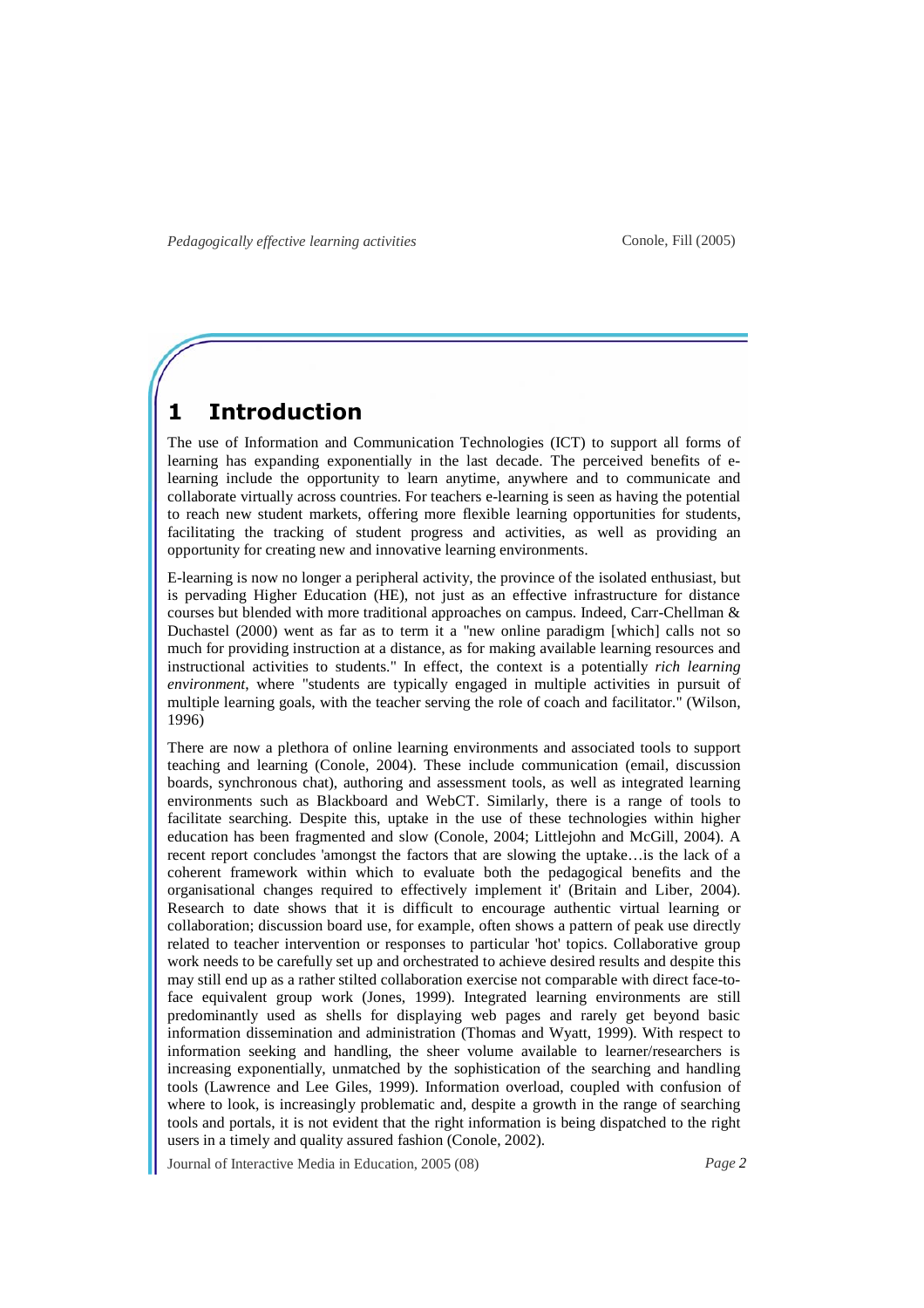# 1 Introduction

The use of Information and Communication Technologies (ICT) to support all forms of learning has expanding exponentially in the last decade. The perceived benefits of e-learning include the opportunity to learn anytime, anywhere and to communicate and collaborate virtually across countries. For teachers e-learning is seen as having the potential to reach new student markets, offering more flexible learning opportunities for students, facilitating the tracking of student progress and activities, as well as providing an opportunity for creating new and innovative learning environments.

E-learning is now no longer a peripheral activity, the province of the isolated enthusiast, but is pervading Higher Education (HE), not just as an effective infrastructure for distance courses but blended with more traditional approaches on campus. Indeed, Carr-Chellman & Duchastel (2000) went as far as to term it a "new online paradigm [which] calls not so much for providing instruction at a distance, as for making available learning resources and instructional activities to students." In effect, the context is a potentially *rich learning environment*, where "students are typically engaged in multiple activities in pursuit of multiple learning goals, with the teacher serving the role of coach and facilitator." (Wilson, 1996)

There are now a plethora of online learning environments and associated tools to support teaching and learning (Conole, 2004). These include communication (email, discussion boards, synchronous chat), authoring and assessment tools, as well as integrated learning environments such as Blackboard and WebCT. Similarly, there is a range of tools to facilitate searching. Despite this, uptake in the use of these technologies within higher education has been fragmented and slow (Conole, 2004; Littlejohn and McGill, 2004). A recent report concludes 'amongst the factors that are slowing the uptake…is the lack of a coherent framework within which to evaluate both the pedagogical benefits and the organisational changes required to effectively implement it' (Britain and Liber, 2004). Research to date shows that it is difficult to encourage authentic virtual learning or collaboration; discussion board use, for example, often shows a pattern of peak use directly related to teacher intervention or responses to particular 'hot' topics. Collaborative group work needs to be carefully set up and orchestrated to achieve desired results and despite this may still end up as a rather stilted collaboration exercise not comparable with direct face-to-face equivalent group work (Jones, 1999). Integrated learning environments are still predominantly used as shells for displaying web pages and rarely get beyond basic information dissemination and administration (Thomas and Wyatt, 1999). With respect to information seeking and handling, the sheer volume available to learner/researchers is increasing exponentially, unmatched by the sophistication of the searching and handling tools (Lawrence and Lee Giles, 1999). Information overload, coupled with confusion of where to look, is increasingly problematic and, despite a growth in the range of searching tools and portals, it is not evident that the right information is being dispatched to the right users in a timely and quality assured fashion (Conole, 2002).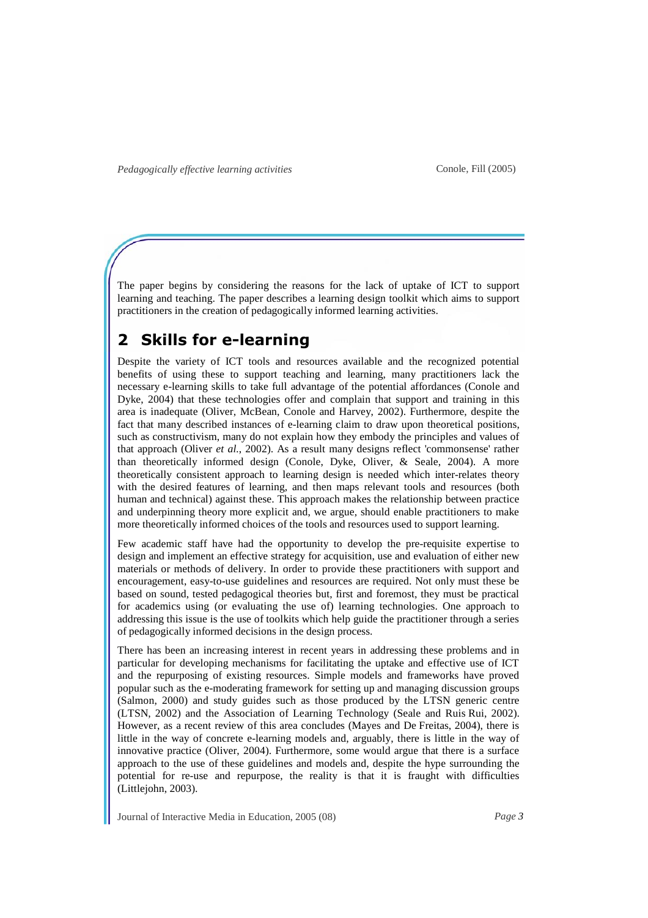The paper begins by considering the reasons for the lack of uptake of ICT to support learning and teaching. The paper describes a learning design toolkit which aims to support practitioners in the creation of pedagogically informed learning activities.

## 2 Skills for e-learning

Despite the variety of ICT tools and resources available and the recognized potential benefits of using these to support teaching and learning, many practitioners lack the necessary e-learning skills to take full advantage of the potential affordances (Conole and Dyke, 2004) that these technologies offer and complain that support and training in this area is inadequate (Oliver, McBean, Conole and Harvey, 2002). Furthermore, despite the fact that many described instances of e-learning claim to draw upon theoretical positions, such as constructivism, many do not explain how they embody the principles and values of that approach (Oliver *et al.*, 2002). As a result many designs reflect 'commonsense' rather than theoretically informed design (Conole, Dyke, Oliver, & Seale, 2004). A more theoretically consistent approach to learning design is needed which inter-relates theory with the desired features of learning, and then maps relevant tools and resources (both human and technical) against these. This approach makes the relationship between practice and underpinning theory more explicit and, we argue, should enable practitioners to make more theoretically informed choices of the tools and resources used to support learning.

Few academic staff have had the opportunity to develop the pre-requisite expertise to design and implement an effective strategy for acquisition, use and evaluation of either new materials or methods of delivery. In order to provide these practitioners with support and encouragement, easy-to-use guidelines and resources are required. Not only must these be based on sound, tested pedagogical theories but, first and foremost, they must be practical for academics using (or evaluating the use of) learning technologies. One approach to addressing this issue is the use of toolkits which help guide the practitioner through a series of pedagogically informed decisions in the design process.

There has been an increasing interest in recent years in addressing these problems and in particular for developing mechanisms for facilitating the uptake and effective use of ICT and the repurposing of existing resources. Simple models and frameworks have proved popular such as the e-moderating framework for setting up and managing discussion groups (Salmon, 2000) and study guides such as those produced by the LTSN generic centre (LTSN, 2002) and the Association of Learning Technology (Seale and Ruis Rui, 2002). However, as a recent review of this area concludes (Mayes and De Freitas, 2004), there is little in the way of concrete e-learning models and, arguably, there is little in the way of innovative practice (Oliver, 2004). Furthermore, some would argue that there is a surface approach to the use of these guidelines and models and, despite the hype surrounding the potential for re-use and repurpose, the reality is that it is fraught with difficulties (Littlejohn, 2003).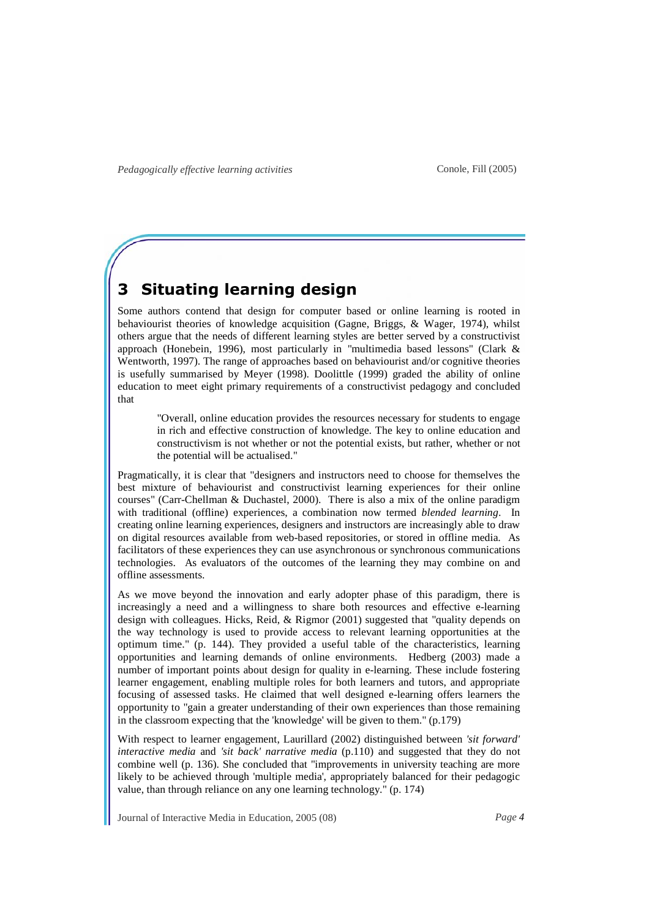# 3 Situating learning design

Some authors contend that design for computer based or online learning is rooted in behaviourist theories of knowledge acquisition (Gagne, Briggs, & Wager, 1974), whilst others argue that the needs of different learning styles are better served by a constructivist approach (Honebein, 1996), most particularly in "multimedia based lessons" (Clark & Wentworth, 1997). The range of approaches based on behaviourist and/or cognitive theories is usefully summarised by Meyer (1998). Doolittle (1999) graded the ability of online education to meet eight primary requirements of a constructivist pedagogy and concluded that

> "Overall, online education provides the resources necessary for students to engage in rich and effective construction of knowledge. The key to online education and constructivism is not whether or not the potential exists, but rather, whether or not the potential will be actualised."

Pragmatically, it is clear that "designers and instructors need to choose for themselves the best mixture of behaviourist and constructivist learning experiences for their online courses" (Carr-Chellman & Duchastel, 2000). There is also a mix of the online paradigm with traditional (offline) experiences, a combination now termed *blended learning*. In creating online learning experiences, designers and instructors are increasingly able to draw on digital resources available from web-based repositories, or stored in offline media. As facilitators of these experiences they can use asynchronous or synchronous communications technologies. As evaluators of the outcomes of the learning they may combine on and offline assessments.

As we move beyond the innovation and early adopter phase of this paradigm, there is increasingly a need and a willingness to share both resources and effective e-learning design with colleagues. Hicks, Reid, & Rigmor (2001) suggested that "quality depends on the way technology is used to provide access to relevant learning opportunities at the optimum time." (p. 144). They provided a useful table of the characteristics, learning opportunities and learning demands of online environments. Hedberg (2003) made a number of important points about design for quality in e-learning. These include fostering learner engagement, enabling multiple roles for both learners and tutors, and appropriate focusing of assessed tasks. He claimed that well designed e-learning offers learners the opportunity to "gain a greater understanding of their own experiences than those remaining in the classroom expecting that the 'knowledge' will be given to them." (p.179)

With respect to learner engagement, Laurillard (2002) distinguished between *'sit forward' interactive media* and *'sit back' narrative media* (p.110) and suggested that they do not combine well (p. 136). She concluded that "improvements in university teaching are more likely to be achieved through 'multiple media', appropriately balanced for their pedagogic value, than through reliance on any one learning technology." (p. 174)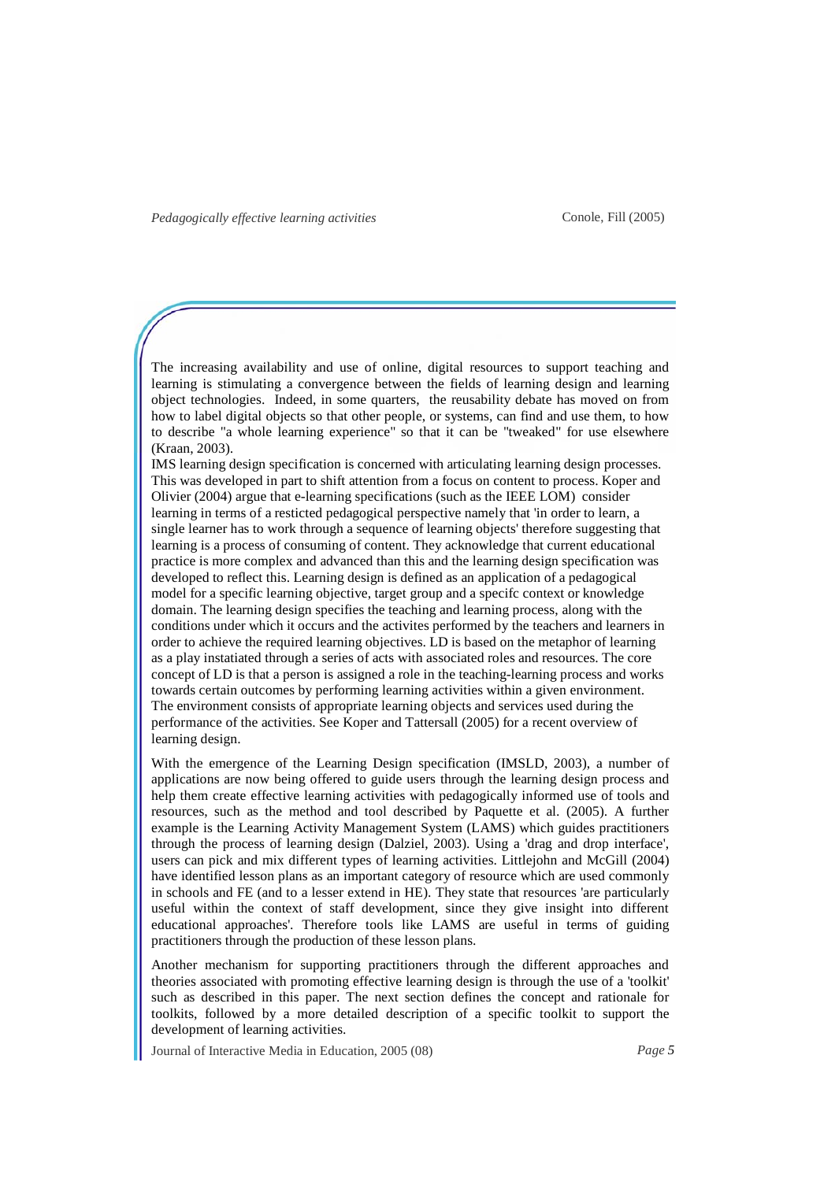The increasing availability and use of online, digital resources to support teaching and learning is stimulating a convergence between the fields of learning design and learning object technologies. Indeed, in some quarters, the reusability debate has moved on from how to label digital objects so that other people, or systems, can find and use them, to how to describe "a whole learning experience" so that it can be "tweaked" for use elsewhere (Kraan, 2003).

IMS learning design specification is concerned with articulating learning design processes. This was developed in part to shift attention from a focus on content to process. Koper and Olivier (2004) argue that e-learning specifications (such as the IEEE LOM) consider learning in terms of a resticted pedagogical perspective namely that 'in order to learn, a single learner has to work through a sequence of learning objects' therefore suggesting that learning is a process of consuming of content. They acknowledge that current educational practice is more complex and advanced than this and the learning design specification was developed to reflect this. Learning design is defined as an application of a pedagogical model for a specific learning objective, target group and a specifc context or knowledge domain. The learning design specifies the teaching and learning process, along with the conditions under which it occurs and the activites performed by the teachers and learners in order to achieve the required learning objectives. LD is based on the metaphor of learning as a play instatiated through a series of acts with associated roles and resources. The core concept of LD is that a person is assigned a role in the teaching-learning process and works towards certain outcomes by performing learning activities within a given environment. The environment consists of appropriate learning objects and services used during the performance of the activities. See Koper and Tattersall (2005) for a recent overview of learning design.

With the emergence of the Learning Design specification (IMSLD, 2003), a number of applications are now being offered to guide users through the learning design process and help them create effective learning activities with pedagogically informed use of tools and resources, such as the method and tool described by Paquette et al. (2005). A further example is the Learning Activity Management System (LAMS) which guides practitioners through the process of learning design (Dalziel, 2003). Using a 'drag and drop interface', users can pick and mix different types of learning activities. Littlejohn and McGill (2004) have identified lesson plans as an important category of resource which are used commonly in schools and FE (and to a lesser extend in HE). They state that resources 'are particularly useful within the context of staff development, since they give insight into different educational approaches'. Therefore tools like LAMS are useful in terms of guiding practitioners through the production of these lesson plans.

Another mechanism for supporting practitioners through the different approaches and theories associated with promoting effective learning design is through the use of a 'toolkit' such as described in this paper. The next section defines the concept and rationale for toolkits, followed by a more detailed description of a specific toolkit to support the development of learning activities.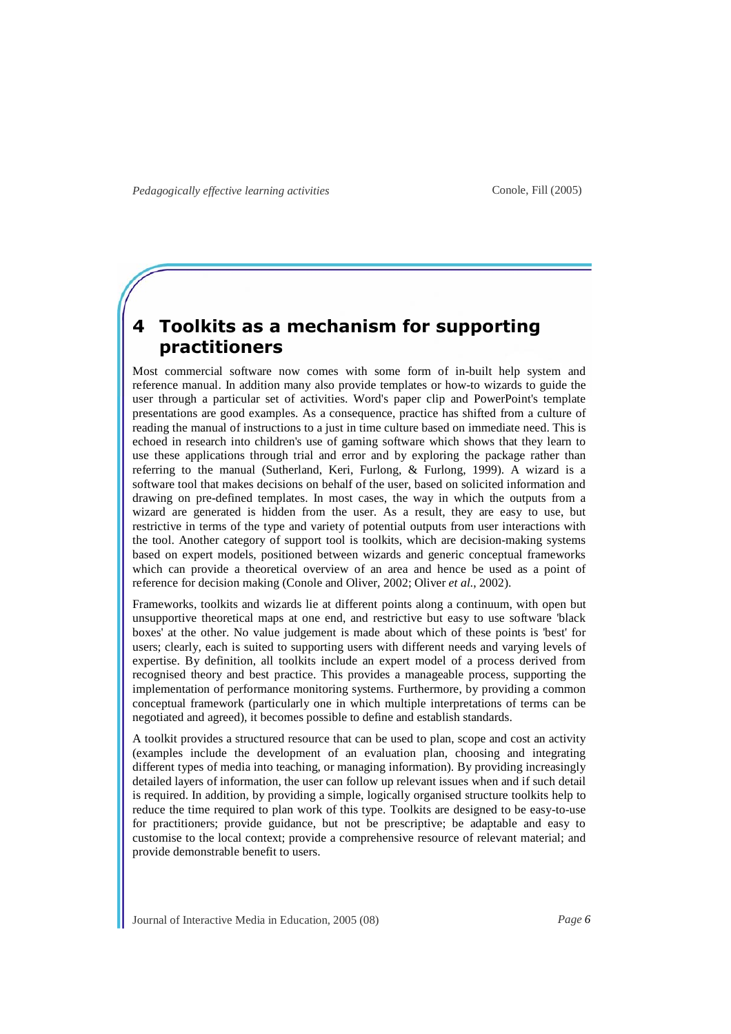# 4 Toolkits as a mechanism for supporting practitioners

Most commercial software now comes with some form of in-built help system and reference manual. In addition many also provide templates or how-to wizards to guide the user through a particular set of activities. Word's paper clip and PowerPoint's template presentations are good examples. As a consequence, practice has shifted from a culture of reading the manual of instructions to a just in time culture based on immediate need. This is echoed in research into children's use of gaming software which shows that they learn to use these applications through trial and error and by exploring the package rather than referring to the manual (Sutherland, Keri, Furlong, & Furlong, 1999). A wizard is a software tool that makes decisions on behalf of the user, based on solicited information and drawing on pre-defined templates. In most cases, the way in which the outputs from a wizard are generated is hidden from the user. As a result, they are easy to use, but restrictive in terms of the type and variety of potential outputs from user interactions with the tool. Another category of support tool is toolkits, which are decision-making systems based on expert models, positioned between wizards and generic conceptual frameworks which can provide a theoretical overview of an area and hence be used as a point of reference for decision making (Conole and Oliver, 2002; Oliver *et al.*, 2002).

Frameworks, toolkits and wizards lie at different points along a continuum, with open but unsupportive theoretical maps at one end, and restrictive but easy to use software 'black boxes' at the other. No value judgement is made about which of these points is 'best' for users; clearly, each is suited to supporting users with different needs and varying levels of expertise. By definition, all toolkits include an expert model of a process derived from recognised theory and best practice. This provides a manageable process, supporting the implementation of performance monitoring systems. Furthermore, by providing a common conceptual framework (particularly one in which multiple interpretations of terms can be negotiated and agreed), it becomes possible to define and establish standards.

A toolkit provides a structured resource that can be used to plan, scope and cost an activity (examples include the development of an evaluation plan, choosing and integrating different types of media into teaching, or managing information). By providing increasingly detailed layers of information, the user can follow up relevant issues when and if such detail is required. In addition, by providing a simple, logically organised structure toolkits help to reduce the time required to plan work of this type. Toolkits are designed to be easy-to-use for practitioners; provide guidance, but not be prescriptive; be adaptable and easy to customise to the local context; provide a comprehensive resource of relevant material; and provide demonstrable benefit to users.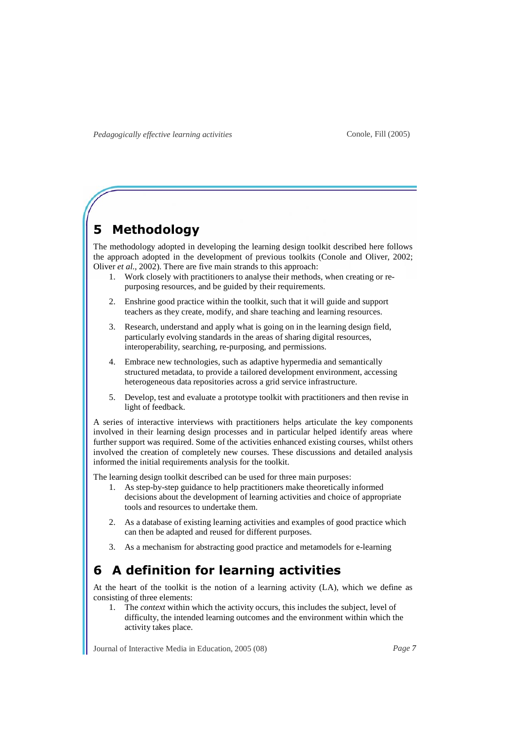# 5 Methodology

The methodology adopted in developing the learning design toolkit described here follows the approach adopted in the development of previous toolkits (Conole and Oliver, 2002; Oliver *et al.*, 2002). There are five main strands to this approach:

1. Work closely with practitioners to analyse their methods, when creating or re-purposing resources, and be guided by their requirements.
2. Enshrine good practice within the toolkit, such that it will guide and support teachers as they create, modify, and share teaching and learning resources.
3. Research, understand and apply what is going on in the learning design field, particularly evolving standards in the areas of sharing digital resources, interoperability, searching, re-purposing, and permissions.
4. Embrace new technologies, such as adaptive hypermedia and semantically structured metadata, to provide a tailored development environment, accessing heterogeneous data repositories across a grid service infrastructure.
5. Develop, test and evaluate a prototype toolkit with practitioners and then revise in light of feedback.

A series of interactive interviews with practitioners helps articulate the key components involved in their learning design processes and in particular helped identify areas where further support was required. Some of the activities enhanced existing courses, whilst others involved the creation of completely new courses. These discussions and detailed analysis informed the initial requirements analysis for the toolkit.

The learning design toolkit described can be used for three main purposes:

1. As step-by-step guidance to help practitioners make theoretically informed decisions about the development of learning activities and choice of appropriate tools and resources to undertake them.
2. As a database of existing learning activities and examples of good practice which can then be adapted and reused for different purposes.
3. As a mechanism for abstracting good practice and metamodels for e-learning

# 6 A definition for learning activities

At the heart of the toolkit is the notion of a learning activity (LA), which we define as consisting of three elements:

1. The *context* within which the activity occurs, this includes the subject, level of difficulty, the intended learning outcomes and the environment within which the activity takes place.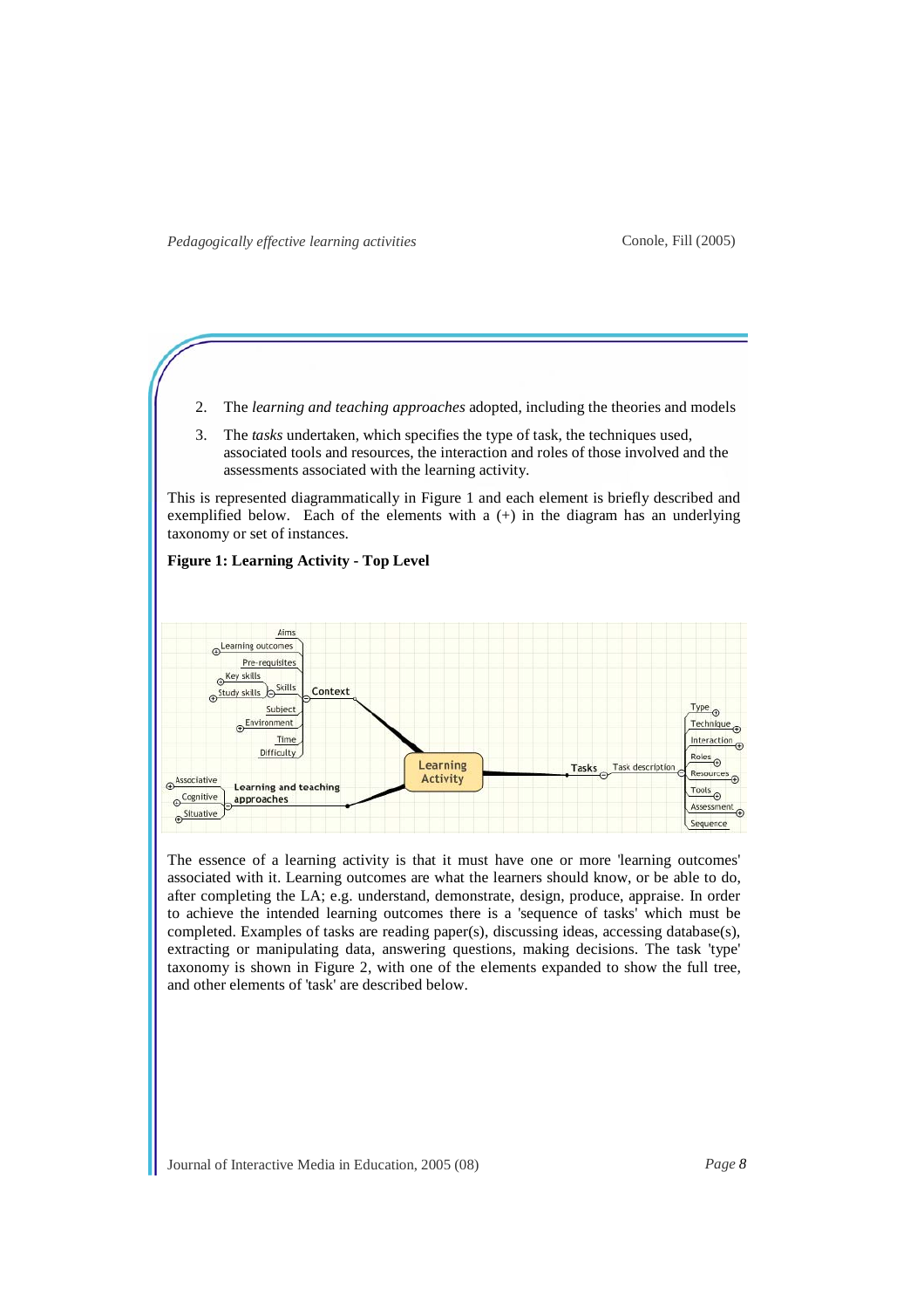2. The *learning and teaching approaches* adopted, including the theories and models

3. The *tasks* undertaken, which specifies the type of task, the techniques used, associated tools and resources, the interaction and roles of those involved and the assessments associated with the learning activity.

This is represented diagrammatically in Figure 1 and each element is briefly described and exemplified below. Each of the elements with a (+) in the diagram has an underlying taxonomy or set of instances.

**Figure 1: Learning Activity - Top Level**

The essence of a learning activity is that it must have one or more 'learning outcomes' associated with it. Learning outcomes are what the learners should know, or be able to do, after completing the LA; e.g. understand, demonstrate, design, produce, appraise. In order to achieve the intended learning outcomes there is a 'sequence of tasks' which must be completed. Examples of tasks are reading paper(s), discussing ideas, accessing database(s), extracting or manipulating data, answering questions, making decisions. The task 'type' taxonomy is shown in Figure 2, with one of the elements expanded to show the full tree, and other elements of 'task' are described below.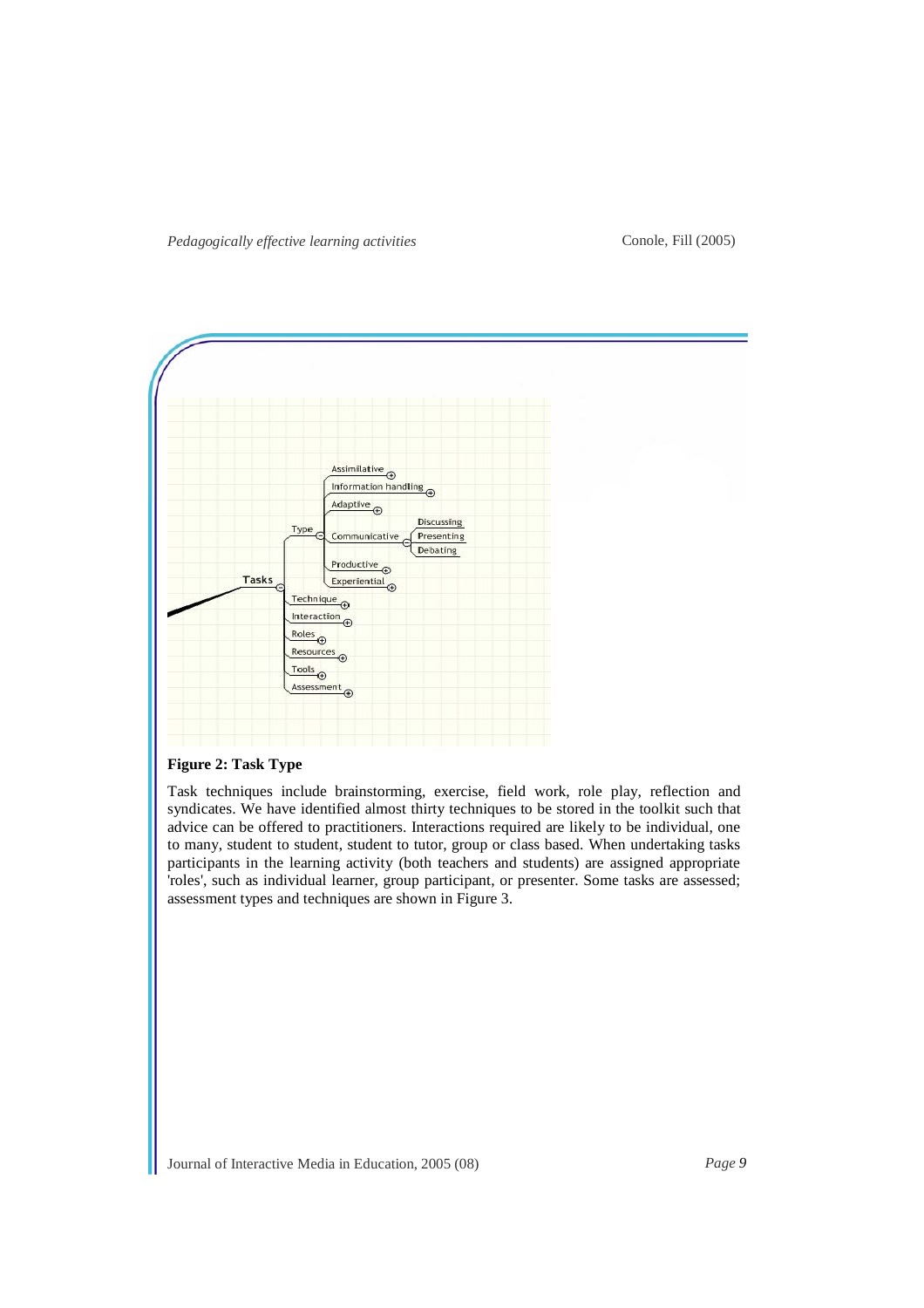**Figure 2: Task Type**

Task techniques include brainstorming, exercise, field work, role play, reflection and syndicates. We have identified almost thirty techniques to be stored in the toolkit such that advice can be offered to practitioners. Interactions required are likely to be individual, one to many, student to student, student to tutor, group or class based. When undertaking tasks participants in the learning activity (both teachers and students) are assigned appropriate 'roles', such as individual learner, group participant, or presenter. Some tasks are assessed; assessment types and techniques are shown in Figure 3.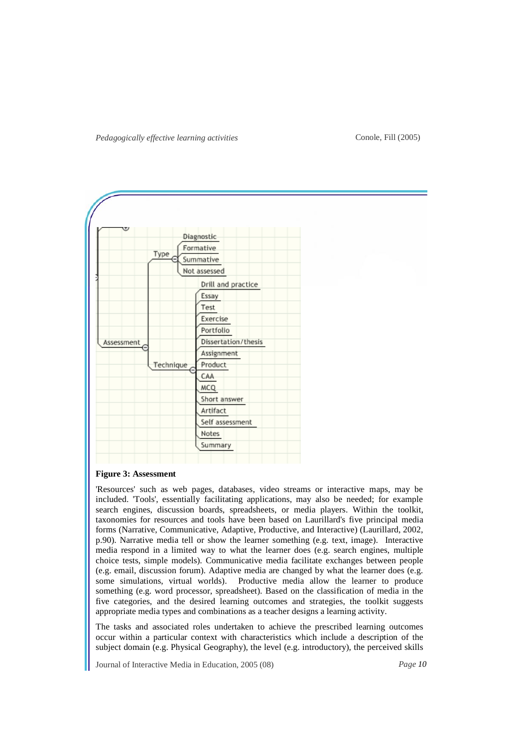**Figure 3: Assessment**

'Resources' such as web pages, databases, video streams or interactive maps, may be included. 'Tools', essentially facilitating applications, may also be needed; for example search engines, discussion boards, spreadsheets, or media players. Within the toolkit, taxonomies for resources and tools have been based on Laurillard's five principal media forms (Narrative, Communicative, Adaptive, Productive, and Interactive) (Laurillard, 2002, p.90). Narrative media tell or show the learner something (e.g. text, image). Interactive media respond in a limited way to what the learner does (e.g. search engines, multiple choice tests, simple models). Communicative media facilitate exchanges between people (e.g. email, discussion forum). Adaptive media are changed by what the learner does (e.g. some simulations, virtual worlds). Productive media allow the learner to produce something (e.g. word processor, spreadsheet). Based on the classification of media in the five categories, and the desired learning outcomes and strategies, the toolkit suggests appropriate media types and combinations as a teacher designs a learning activity.

The tasks and associated roles undertaken to achieve the prescribed learning outcomes occur within a particular context with characteristics which include a description of the subject domain (e.g. Physical Geography), the level (e.g. introductory), the perceived skills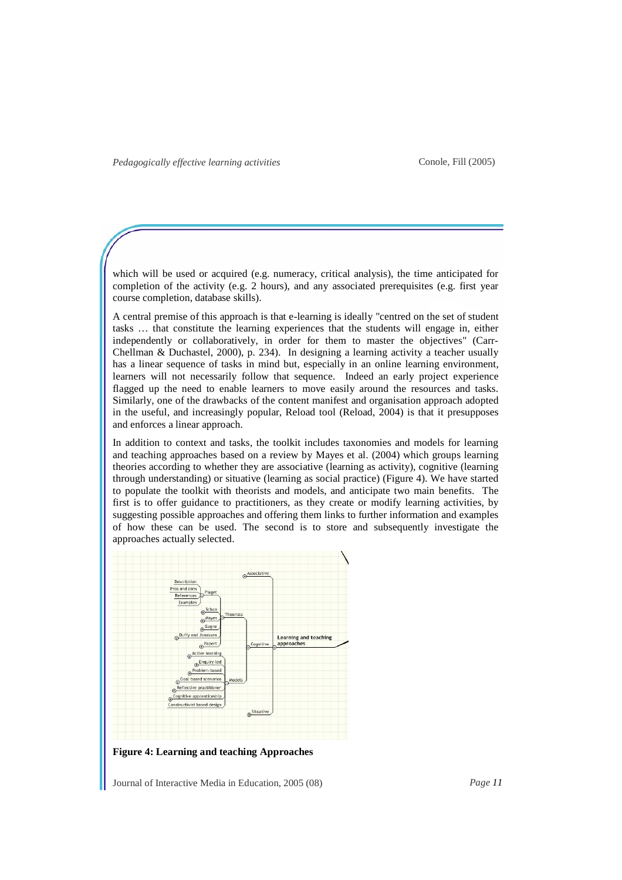which will be used or acquired (e.g. numeracy, critical analysis), the time anticipated for completion of the activity (e.g. 2 hours), and any associated prerequisites (e.g. first year course completion, database skills).

A central premise of this approach is that e-learning is ideally "centred on the set of student tasks … that constitute the learning experiences that the students will engage in, either independently or collaboratively, in order for them to master the objectives" (Carr-Chellman & Duchastel, 2000), p. 234). In designing a learning activity a teacher usually has a linear sequence of tasks in mind but, especially in an online learning environment, learners will not necessarily follow that sequence. Indeed an early project experience flagged up the need to enable learners to move easily around the resources and tasks. Similarly, one of the drawbacks of the content manifest and organisation approach adopted in the useful, and increasingly popular, Reload tool (Reload, 2004) is that it presupposes and enforces a linear approach.

In addition to context and tasks, the toolkit includes taxonomies and models for learning and teaching approaches based on a review by Mayes et al. (2004) which groups learning theories according to whether they are associative (learning as activity), cognitive (learning through understanding) or situative (learning as social practice) (Figure 4). We have started to populate the toolkit with theorists and models, and anticipate two main benefits. The first is to offer guidance to practitioners, as they create or modify learning activities, by suggesting possible approaches and offering them links to further information and examples of how these can be used. The second is to store and subsequently investigate the approaches actually selected.

**Figure 4: Learning and teaching Approaches**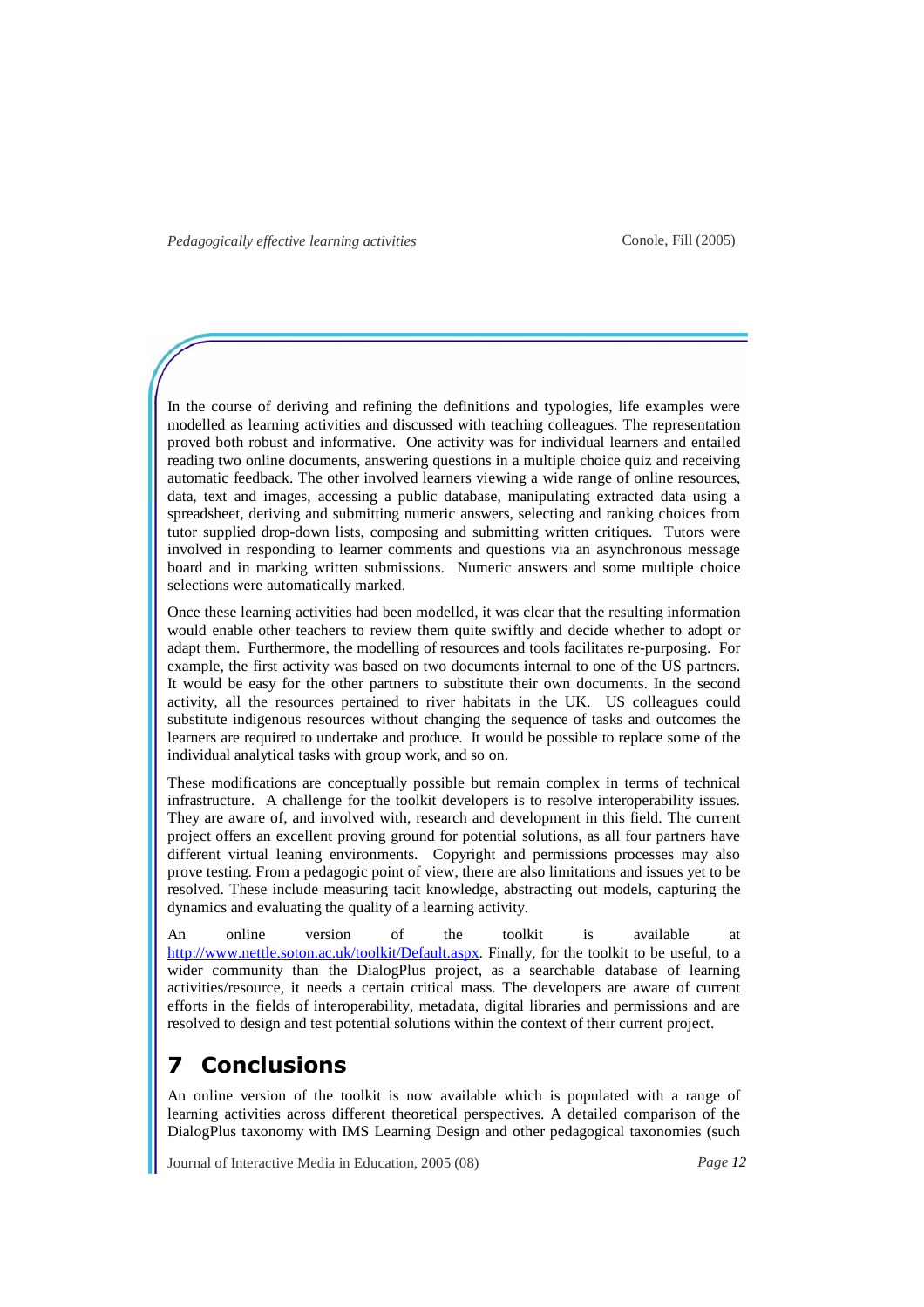In the course of deriving and refining the definitions and typologies, life examples were modelled as learning activities and discussed with teaching colleagues. The representation proved both robust and informative. One activity was for individual learners and entailed reading two online documents, answering questions in a multiple choice quiz and receiving automatic feedback. The other involved learners viewing a wide range of online resources, data, text and images, accessing a public database, manipulating extracted data using a spreadsheet, deriving and submitting numeric answers, selecting and ranking choices from tutor supplied drop-down lists, composing and submitting written critiques. Tutors were involved in responding to learner comments and questions via an asynchronous message board and in marking written submissions. Numeric answers and some multiple choice selections were automatically marked.

Once these learning activities had been modelled, it was clear that the resulting information would enable other teachers to review them quite swiftly and decide whether to adopt or adapt them. Furthermore, the modelling of resources and tools facilitates re-purposing. For example, the first activity was based on two documents internal to one of the US partners. It would be easy for the other partners to substitute their own documents. In the second activity, all the resources pertained to river habitats in the UK. US colleagues could substitute indigenous resources without changing the sequence of tasks and outcomes the learners are required to undertake and produce. It would be possible to replace some of the individual analytical tasks with group work, and so on.

These modifications are conceptually possible but remain complex in terms of technical infrastructure. A challenge for the toolkit developers is to resolve interoperability issues. They are aware of, and involved with, research and development in this field. The current project offers an excellent proving ground for potential solutions, as all four partners have different virtual leaning environments. Copyright and permissions processes may also prove testing. From a pedagogic point of view, there are also limitations and issues yet to be resolved. These include measuring tacit knowledge, abstracting out models, capturing the dynamics and evaluating the quality of a learning activity.

An online version of the toolkit is available at http://www.nettle.soton.ac.uk/toolkit/Default.aspx. Finally, for the toolkit to be useful, to a wider community than the DialogPlus project, as a searchable database of learning activities/resource, it needs a certain critical mass. The developers are aware of current efforts in the fields of interoperability, metadata, digital libraries and permissions and are resolved to design and test potential solutions within the context of their current project.

## 7 Conclusions

An online version of the toolkit is now available which is populated with a range of learning activities across different theoretical perspectives. A detailed comparison of the DialogPlus taxonomy with IMS Learning Design and other pedagogical taxonomies (such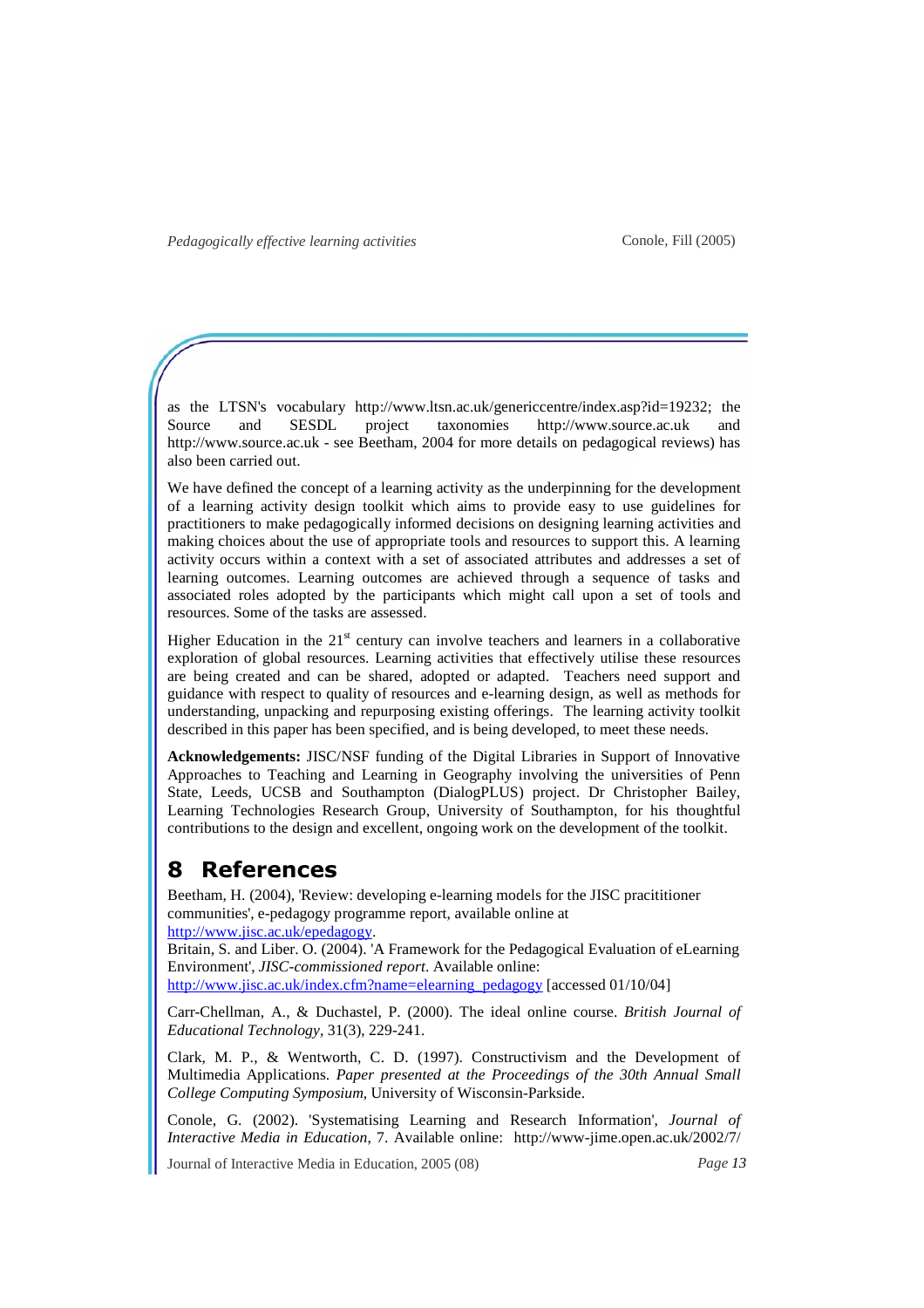as the LTSN's vocabulary http://www.ltsn.ac.uk/genericcentre/index.asp?id=19232; the Source and SESDL project taxonomies http://www.source.ac.uk and http://www.source.ac.uk - see Beetham, 2004 for more details on pedagogical reviews) has also been carried out.

We have defined the concept of a learning activity as the underpinning for the development of a learning activity design toolkit which aims to provide easy to use guidelines for practitioners to make pedagogically informed decisions on designing learning activities and making choices about the use of appropriate tools and resources to support this. A learning activity occurs within a context with a set of associated attributes and addresses a set of learning outcomes. Learning outcomes are achieved through a sequence of tasks and associated roles adopted by the participants which might call upon a set of tools and resources. Some of the tasks are assessed.

Higher Education in the 21st century can involve teachers and learners in a collaborative exploration of global resources. Learning activities that effectively utilise these resources are being created and can be shared, adopted or adapted. Teachers need support and guidance with respect to quality of resources and e-learning design, as well as methods for understanding, unpacking and repurposing existing offerings. The learning activity toolkit described in this paper has been specified, and is being developed, to meet these needs.

**Acknowledgements:** JISC/NSF funding of the Digital Libraries in Support of Innovative Approaches to Teaching and Learning in Geography involving the universities of Penn State, Leeds, UCSB and Southampton (DialogPLUS) project. Dr Christopher Bailey, Learning Technologies Research Group, University of Southampton, for his thoughtful contributions to the design and excellent, ongoing work on the development of the toolkit.

# 8 References

Beetham, H. (2004), 'Review: developing e-learning models for the JISC pracititioner communities', e-pedagogy programme report, available online at http://www.jisc.ac.uk/epedagogy.

Britain, S. and Liber. O. (2004). 'A Framework for the Pedagogical Evaluation of eLearning Environment', *JISC-commissioned report*. Available online: http://www.jisc.ac.uk/index.cfm?name=elearning_pedagogy [accessed 01/10/04]

Carr-Chellman, A., & Duchastel, P. (2000). The ideal online course. *British Journal of Educational Technology*, 31(3), 229-241.

Clark, M. P., & Wentworth, C. D. (1997). Constructivism and the Development of Multimedia Applications. *Paper presented at the Proceedings of the 30th Annual Small College Computing Symposium*, University of Wisconsin-Parkside.

Conole, G. (2002). 'Systematising Learning and Research Information', *Journal of Interactive Media in Education*, 7. Available online: http://www-jime.open.ac.uk/2002/7/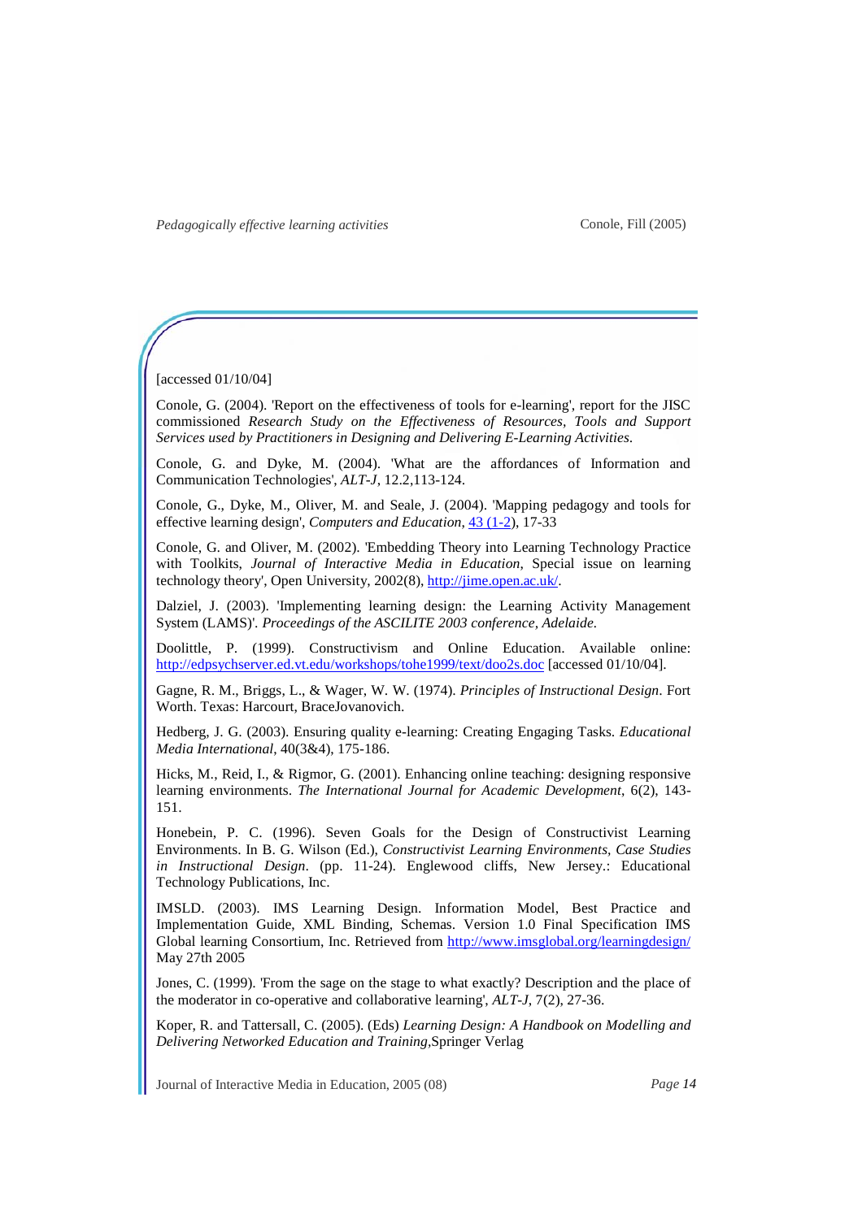[accessed 01/10/04]

Conole, G. (2004). 'Report on the effectiveness of tools for e-learning', report for the JISC commissioned *Research Study on the Effectiveness of Resources, Tools and Support Services used by Practitioners in Designing and Delivering E-Learning Activities.*

Conole, G. and Dyke, M. (2004). 'What are the affordances of Information and Communication Technologies', *ALT-J*, 12.2,113-124.

Conole, G., Dyke, M., Oliver, M. and Seale, J. (2004). 'Mapping pedagogy and tools for effective learning design', *Computers and Education*, 43 (1-2), 17-33

Conole, G. and Oliver, M. (2002). 'Embedding Theory into Learning Technology Practice with Toolkits, *Journal of Interactive Media in Education*, Special issue on learning technology theory', Open University, 2002(8), http://jime.open.ac.uk/.

Dalziel, J. (2003). 'Implementing learning design: the Learning Activity Management System (LAMS)'. *Proceedings of the ASCILITE 2003 conference, Adelaide.*

Doolittle, P. (1999). Constructivism and Online Education. Available online: http://edpsychserver.ed.vt.edu/workshops/tohe1999/text/doo2s.doc [accessed 01/10/04].

Gagne, R. M., Briggs, L., & Wager, W. W. (1974). *Principles of Instructional Design*. Fort Worth. Texas: Harcourt, BraceJovanovich.

Hedberg, J. G. (2003). Ensuring quality e-learning: Creating Engaging Tasks. *Educational Media International*, 40(3&4), 175-186.

Hicks, M., Reid, I., & Rigmor, G. (2001). Enhancing online teaching: designing responsive learning environments. *The International Journal for Academic Development*, 6(2), 143-151.

Honebein, P. C. (1996). Seven Goals for the Design of Constructivist Learning Environments. In B. G. Wilson (Ed.), *Constructivist Learning Environments, Case Studies in Instructional Design*. (pp. 11-24). Englewood cliffs, New Jersey.: Educational Technology Publications, Inc.

IMSLD. (2003). IMS Learning Design. Information Model, Best Practice and Implementation Guide, XML Binding, Schemas. Version 1.0 Final Specification IMS Global learning Consortium, Inc. Retrieved from http://www.imsglobal.org/learningdesign/ May 27th 2005

Jones, C. (1999). 'From the sage on the stage to what exactly? Description and the place of the moderator in co-operative and collaborative learning', *ALT-J*, 7(2), 27-36.

Koper, R. and Tattersall, C. (2005). (Eds) *Learning Design: A Handbook on Modelling and Delivering Networked Education and Training*,Springer Verlag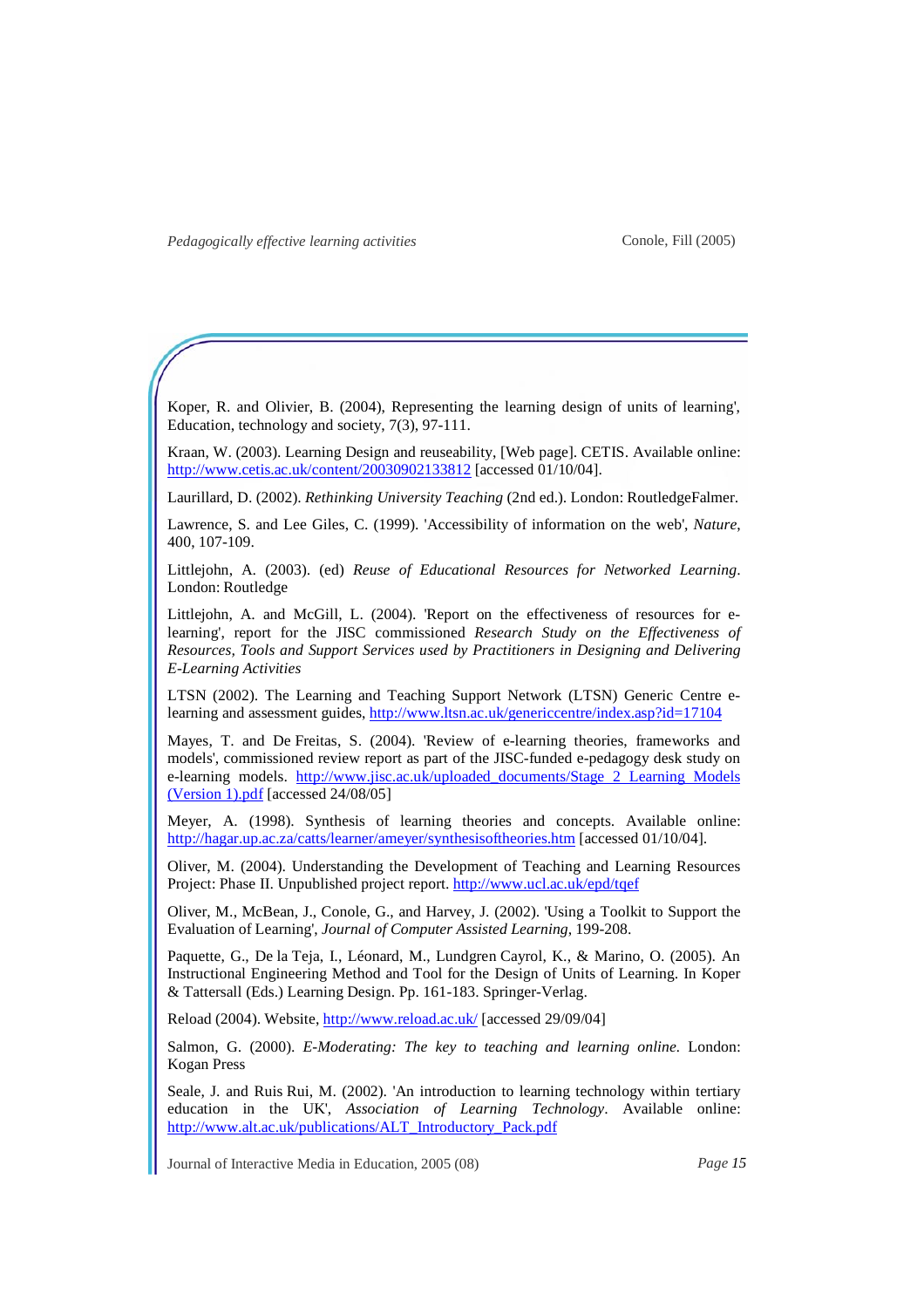Koper, R. and Olivier, B. (2004), Representing the learning design of units of learning', Education, technology and society, 7(3), 97-111.

Kraan, W. (2003). Learning Design and reuseability, [Web page]. CETIS. Available online: http://www.cetis.ac.uk/content/20030902133812 [accessed 01/10/04].

Laurillard, D. (2002). *Rethinking University Teaching* (2nd ed.). London: RoutledgeFalmer.

Lawrence, S. and Lee Giles, C. (1999). 'Accessibility of information on the web', *Nature*, 400, 107-109.

Littlejohn, A. (2003). (ed) *Reuse of Educational Resources for Networked Learning*. London: Routledge

Littlejohn, A. and McGill, L. (2004). 'Report on the effectiveness of resources for e-learning', report for the JISC commissioned *Research Study on the Effectiveness of Resources, Tools and Support Services used by Practitioners in Designing and Delivering E-Learning Activities*

LTSN (2002). The Learning and Teaching Support Network (LTSN) Generic Centre e-learning and assessment guides, http://www.ltsn.ac.uk/genericcentre/index.asp?id=17104

Mayes, T. and De Freitas, S. (2004). 'Review of e-learning theories, frameworks and models', commissioned review report as part of the JISC-funded e-pedagogy desk study on e-learning models. http://www.jisc.ac.uk/uploaded_documents/Stage 2 Learning Models (Version 1).pdf [accessed 24/08/05]

Meyer, A. (1998). Synthesis of learning theories and concepts. Available online: http://hagar.up.ac.za/catts/learner/ameyer/synthesisoftheories.htm [accessed 01/10/04].

Oliver, M. (2004). Understanding the Development of Teaching and Learning Resources Project: Phase II. Unpublished project report. http://www.ucl.ac.uk/epd/tqef

Oliver, M., McBean, J., Conole, G., and Harvey, J. (2002). 'Using a Toolkit to Support the Evaluation of Learning', *Journal of Computer Assisted Learning*, 199-208.

Paquette, G., De la Teja, I., Léonard, M., Lundgren Cayrol, K., & Marino, O. (2005). An Instructional Engineering Method and Tool for the Design of Units of Learning. In Koper & Tattersall (Eds.) Learning Design. Pp. 161-183. Springer-Verlag.

Reload (2004). Website, http://www.reload.ac.uk/ [accessed 29/09/04]

Salmon, G. (2000). *E-Moderating: The key to teaching and learning online.* London: Kogan Press

Seale, J. and Ruis Rui, M. (2002). 'An introduction to learning technology within tertiary education in the UK', *Association of Learning Technology*. Available online: http://www.alt.ac.uk/publications/ALT_Introductory_Pack.pdf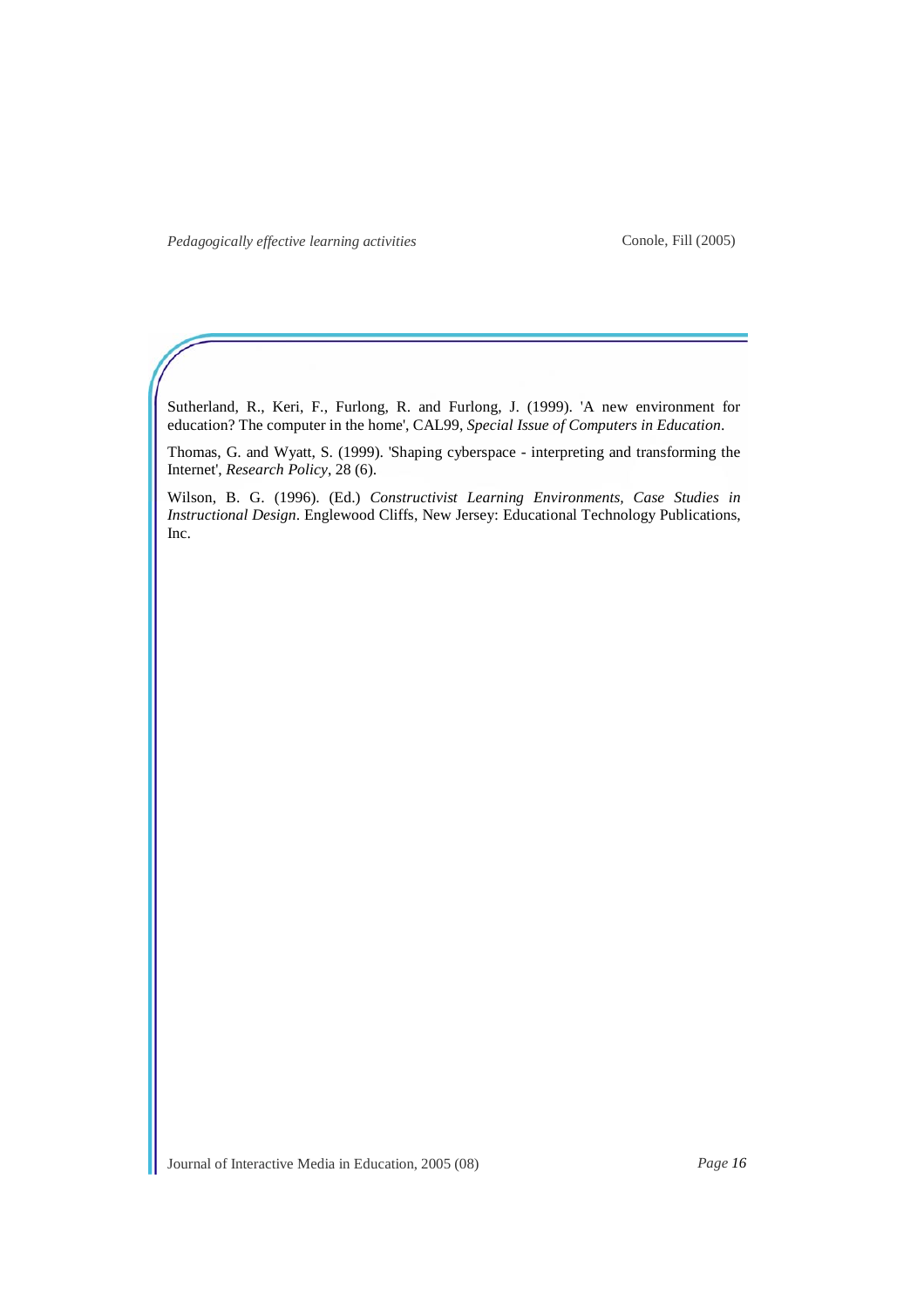Sutherland, R., Keri, F., Furlong, R. and Furlong, J. (1999). 'A new environment for education? The computer in the home', CAL99, *Special Issue of Computers in Education*.

Thomas, G. and Wyatt, S. (1999). 'Shaping cyberspace - interpreting and transforming the Internet', *Research Policy*, 28 (6).

Wilson, B. G. (1996). (Ed.) *Constructivist Learning Environments, Case Studies in Instructional Design*. Englewood Cliffs, New Jersey: Educational Technology Publications, Inc.